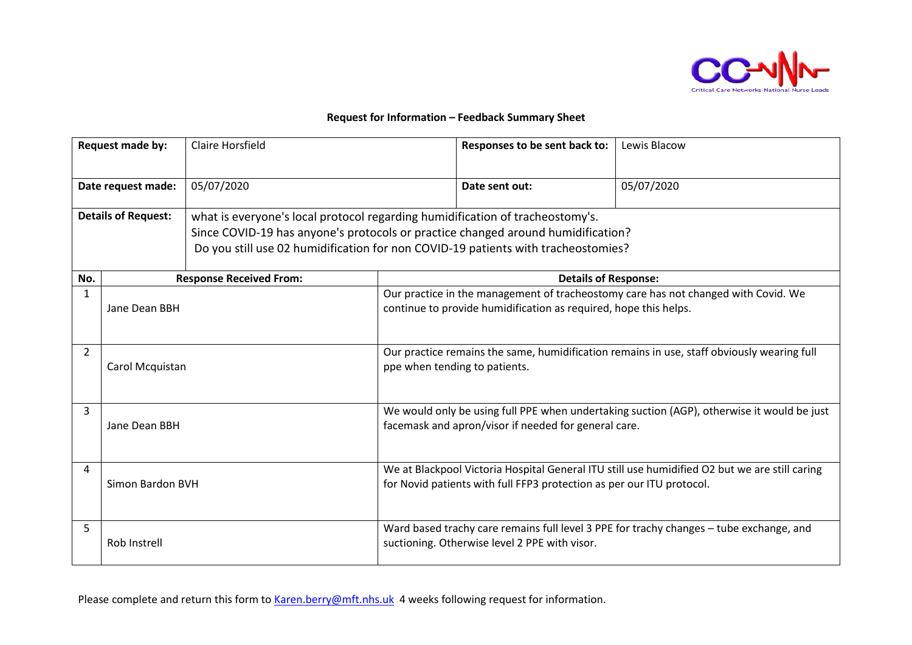## Request for Information – Feedback Summary Sheet

| **Request made by:** | Claire Horsfield | **Responses to be sent back to:** | Lewis Blacow |
|---|---|---|---|
| **Date request made:** | 05/07/2020 | **Date sent out:** | 05/07/2020 |
| **Details of Request:** | what is everyone's local protocol regarding humidification of tracheostomy's. Since COVID-19 has anyone's protocols or practice changed around humidification? Do you still use 02 humidification for non COVID-19 patients with tracheostomies? | | |

| **No.** | **Response Received From:** | **Details of Response:** |
|---|---|---|
| 1 | Jane Dean BBH | Our practice in the management of tracheostomy care has not changed with Covid. We continue to provide humidification as required, hope this helps. |
| 2 | Carol Mcquistan | Our practice remains the same, humidification remains in use, staff obviously wearing full ppe when tending to patients. |
| 3 | Jane Dean BBH | We would only be using full PPE when undertaking suction (AGP), otherwise it would be just facemask and apron/visor if needed for general care. |
| 4 | Simon Bardon BVH | We at Blackpool Victoria Hospital General ITU still use humidified O2 but we are still caring for Novid patients with full FFP3 protection as per our ITU protocol. |
| 5 | Rob Instrell | Ward based trachy care remains full level 3 PPE for trachy changes – tube exchange, and suctioning. Otherwise level 2 PPE with visor. |

Please complete and return this form to Karen.berry@mft.nhs.uk 4 weeks following request for information.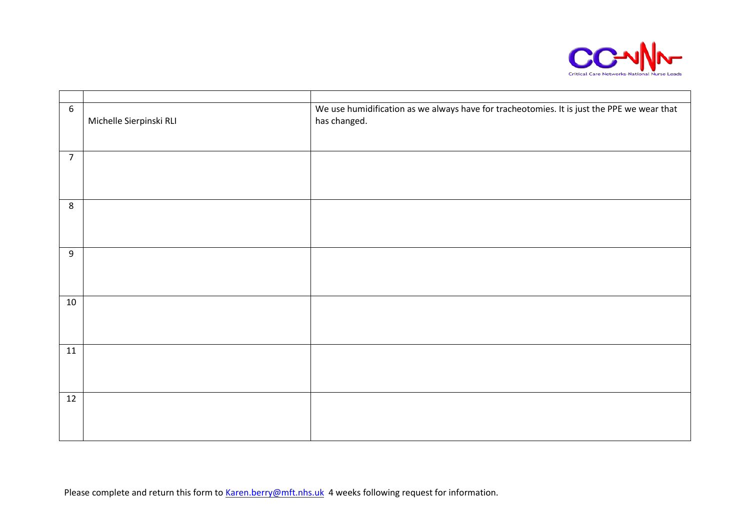| | | |
|---|---|---|
| 6 | Michelle Sierpinski RLI | We use humidification as we always have for tracheotomies. It is just the PPE we wear that has changed. |
| 7 | | |
| 8 | | |
| 9 | | |
| 10 | | |
| 11 | | |
| 12 | | |

Please complete and return this form to Karen.berry@mft.nhs.uk 4 weeks following request for information.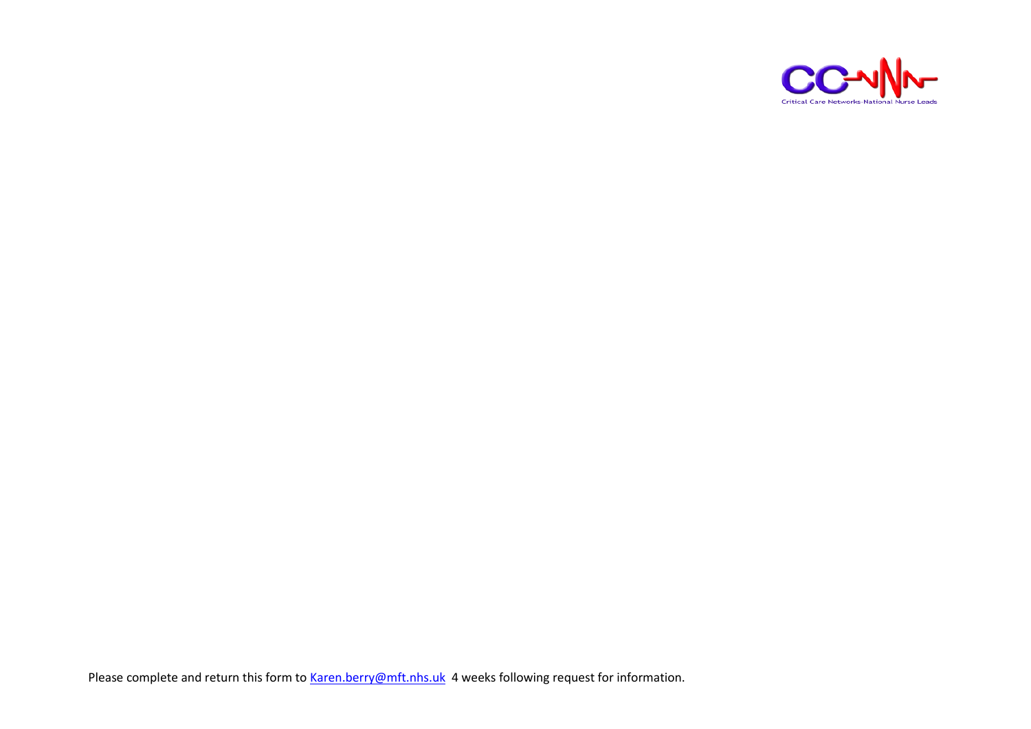Please complete and return this form to [Karen.berry@mft.nhs.uk](mailto:Karen.berry@mft.nhs.uk) 4 weeks following request for information.